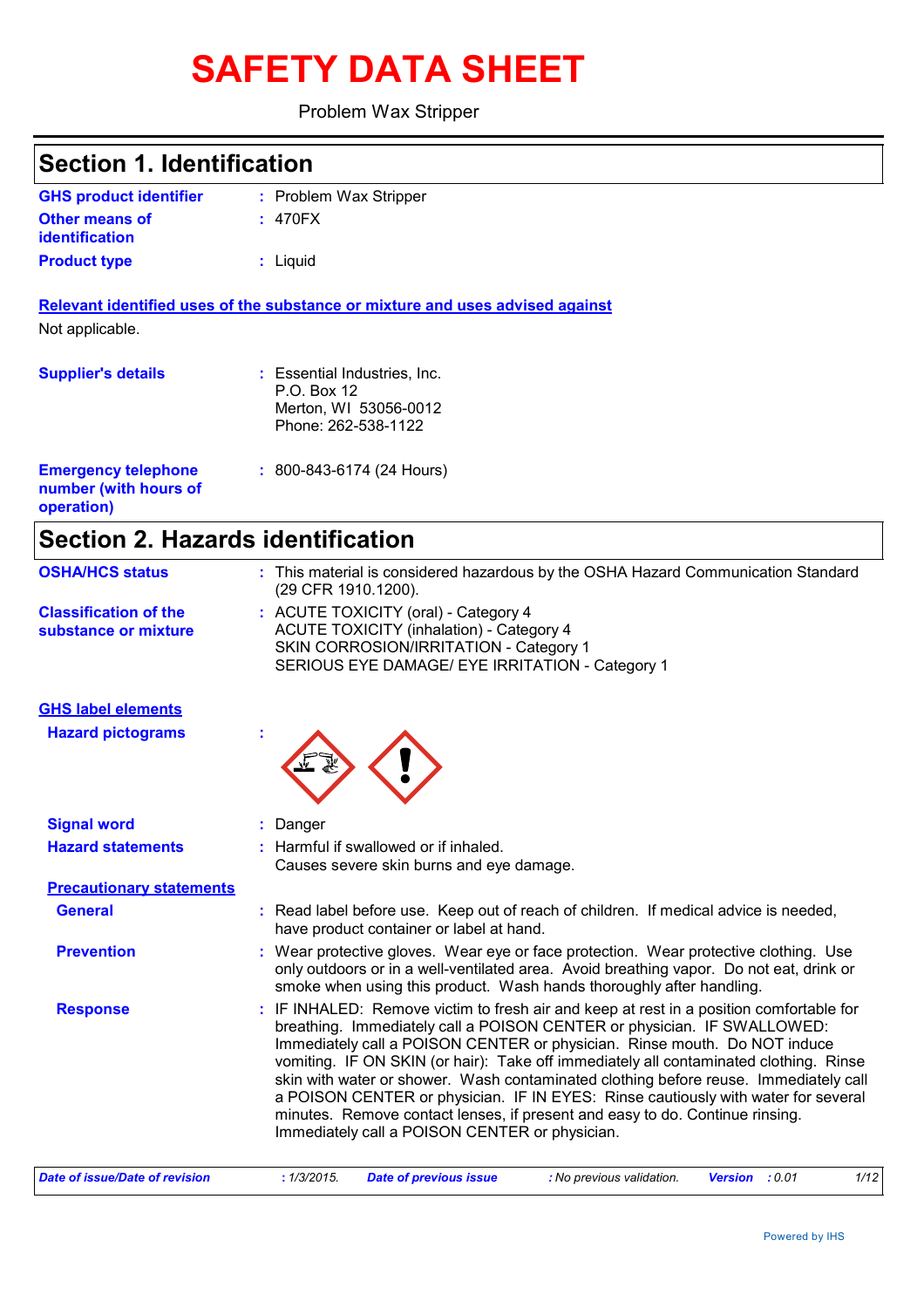# SAFETY DATA SHEET

Problem Wax Stripper

## Section 1. Identification

**GHS product identifier** : Problem Wax Stripper

**Other means of identification** : 470FX

**Product type** : Liquid

**Relevant identified uses of the substance or mixture and uses advised against**

Not applicable.

**Supplier's details** : Essential Industries, Inc.
P.O. Box 12
Merton, WI 53056-0012
Phone: 262-538-1122

**Emergency telephone number (with hours of operation)** : 800-843-6174 (24 Hours)

## Section 2. Hazards identification

**OSHA/HCS status** : This material is considered hazardous by the OSHA Hazard Communication Standard (29 CFR 1910.1200).

**Classification of the substance or mixture** : ACUTE TOXICITY (oral) - Category 4
ACUTE TOXICITY (inhalation) - Category 4
SKIN CORROSION/IRRITATION - Category 1
SERIOUS EYE DAMAGE/ EYE IRRITATION - Category 1

**GHS label elements**

**Hazard pictograms** :

**Signal word** : Danger

**Hazard statements** : Harmful if swallowed or if inhaled.
Causes severe skin burns and eye damage.

**Precautionary statements**

**General** : Read label before use. Keep out of reach of children. If medical advice is needed, have product container or label at hand.

**Prevention** : Wear protective gloves. Wear eye or face protection. Wear protective clothing. Use only outdoors or in a well-ventilated area. Avoid breathing vapor. Do not eat, drink or smoke when using this product. Wash hands thoroughly after handling.

**Response** : IF INHALED: Remove victim to fresh air and keep at rest in a position comfortable for breathing. Immediately call a POISON CENTER or physician. IF SWALLOWED: Immediately call a POISON CENTER or physician. Rinse mouth. Do NOT induce vomiting. IF ON SKIN (or hair): Take off immediately all contaminated clothing. Rinse skin with water or shower. Wash contaminated clothing before reuse. Immediately call a POISON CENTER or physician. IF IN EYES: Rinse cautiously with water for several minutes. Remove contact lenses, if present and easy to do. Continue rinsing. Immediately call a POISON CENTER or physician.

*Date of issue/Date of revision* : 1/3/2015. *Date of previous issue* : No previous validation. *Version* : 0.01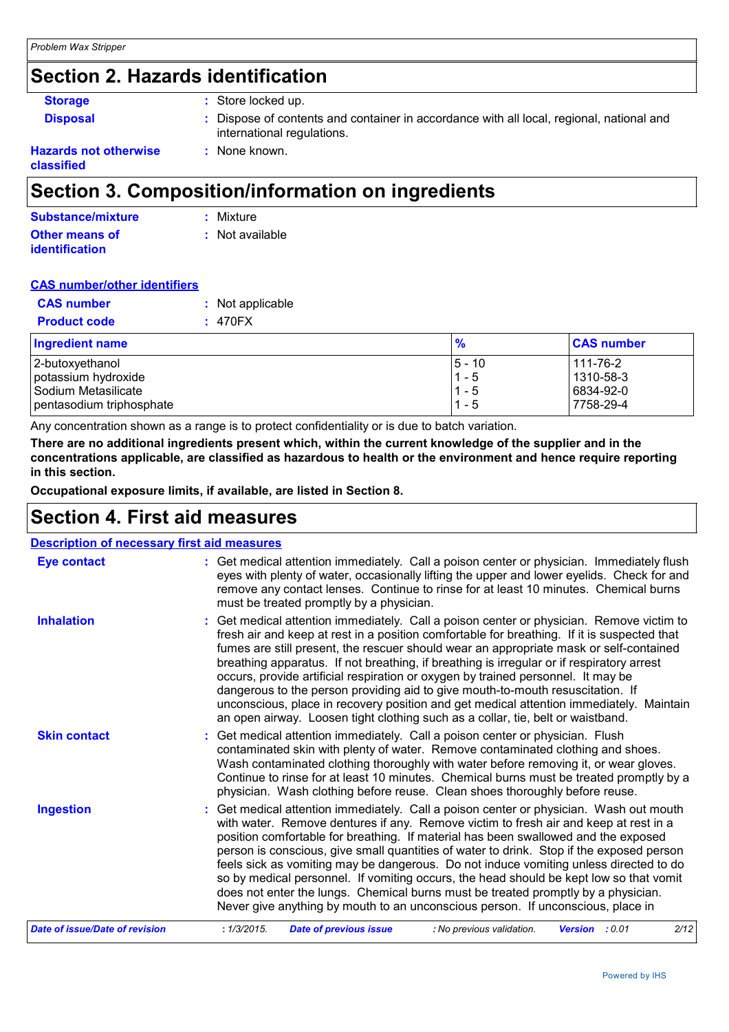## Section 2. Hazards identification

**Storage** : Store locked up.

**Disposal** : Dispose of contents and container in accordance with all local, regional, national and international regulations.

**Hazards not otherwise classified** : None known.

## Section 3. Composition/information on ingredients

**Substance/mixture** : Mixture

**Other means of identification** : Not available

**CAS number/other identifiers**

**CAS number** : Not applicable

**Product code** : 470FX

| Ingredient name | % | CAS number |
|---|---|---|
| 2-butoxyethanol | 5 - 10 | 111-76-2 |
| potassium hydroxide | 1 - 5 | 1310-58-3 |
| Sodium Metasilicate | 1 - 5 | 6834-92-0 |
| pentasodium triphosphate | 1 - 5 | 7758-29-4 |

Any concentration shown as a range is to protect confidentiality or is due to batch variation.

**There are no additional ingredients present which, within the current knowledge of the supplier and in the concentrations applicable, are classified as hazardous to health or the environment and hence require reporting in this section.**

**Occupational exposure limits, if available, are listed in Section 8.**

## Section 4. First aid measures

**Description of necessary first aid measures**

**Eye contact** : Get medical attention immediately. Call a poison center or physician. Immediately flush eyes with plenty of water, occasionally lifting the upper and lower eyelids. Check for and remove any contact lenses. Continue to rinse for at least 10 minutes. Chemical burns must be treated promptly by a physician.

**Inhalation** : Get medical attention immediately. Call a poison center or physician. Remove victim to fresh air and keep at rest in a position comfortable for breathing. If it is suspected that fumes are still present, the rescuer should wear an appropriate mask or self-contained breathing apparatus. If not breathing, if breathing is irregular or if respiratory arrest occurs, provide artificial respiration or oxygen by trained personnel. It may be dangerous to the person providing aid to give mouth-to-mouth resuscitation. If unconscious, place in recovery position and get medical attention immediately. Maintain an open airway. Loosen tight clothing such as a collar, tie, belt or waistband.

**Skin contact** : Get medical attention immediately. Call a poison center or physician. Flush contaminated skin with plenty of water. Remove contaminated clothing and shoes. Wash contaminated clothing thoroughly with water before removing it, or wear gloves. Continue to rinse for at least 10 minutes. Chemical burns must be treated promptly by a physician. Wash clothing before reuse. Clean shoes thoroughly before reuse.

**Ingestion** : Get medical attention immediately. Call a poison center or physician. Wash out mouth with water. Remove dentures if any. Remove victim to fresh air and keep at rest in a position comfortable for breathing. If material has been swallowed and the exposed person is conscious, give small quantities of water to drink. Stop if the exposed person feels sick as vomiting may be dangerous. Do not induce vomiting unless directed to do so by medical personnel. If vomiting occurs, the head should be kept low so that vomit does not enter the lungs. Chemical burns must be treated promptly by a physician. Never give anything by mouth to an unconscious person. If unconscious, place in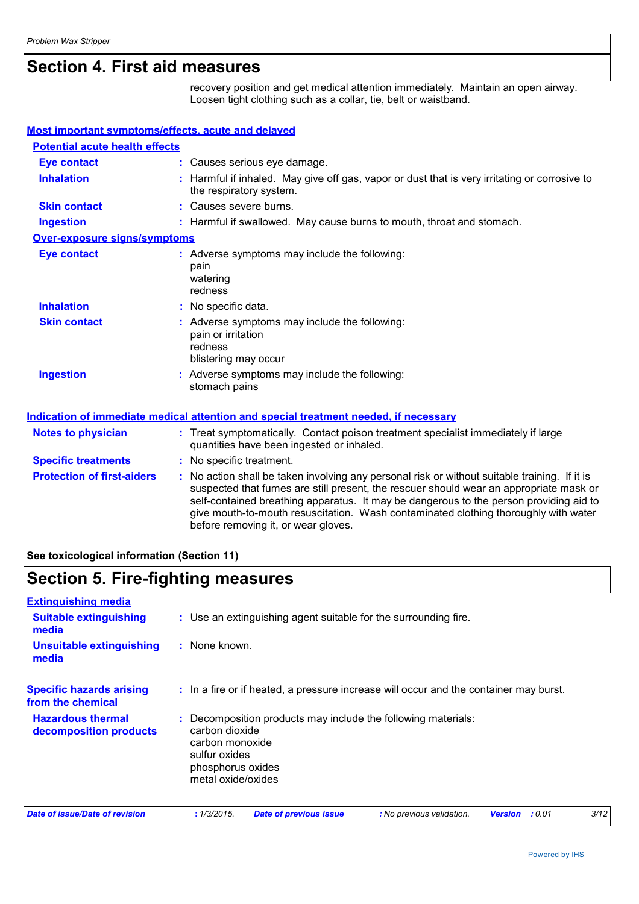## Section 4. First aid measures

recovery position and get medical attention immediately. Maintain an open airway. Loosen tight clothing such as a collar, tie, belt or waistband.

### Most important symptoms/effects, acute and delayed

#### Potential acute health effects

**Eye contact** : Causes serious eye damage.

**Inhalation** : Harmful if inhaled. May give off gas, vapor or dust that is very irritating or corrosive to the respiratory system.

**Skin contact** : Causes severe burns.

**Ingestion** : Harmful if swallowed. May cause burns to mouth, throat and stomach.

#### Over-exposure signs/symptoms

**Eye contact** : Adverse symptoms may include the following:
pain
watering
redness

**Inhalation** : No specific data.

**Skin contact** : Adverse symptoms may include the following:
pain or irritation
redness
blistering may occur

**Ingestion** : Adverse symptoms may include the following:
stomach pains

### Indication of immediate medical attention and special treatment needed, if necessary

**Notes to physician** : Treat symptomatically. Contact poison treatment specialist immediately if large quantities have been ingested or inhaled.

**Specific treatments** : No specific treatment.

**Protection of first-aiders** : No action shall be taken involving any personal risk or without suitable training. If it is suspected that fumes are still present, the rescuer should wear an appropriate mask or self-contained breathing apparatus. It may be dangerous to the person providing aid to give mouth-to-mouth resuscitation. Wash contaminated clothing thoroughly with water before removing it, or wear gloves.

**See toxicological information (Section 11)**

## Section 5. Fire-fighting measures

### Extinguishing media

**Suitable extinguishing media** : Use an extinguishing agent suitable for the surrounding fire.

**Unsuitable extinguishing media** : None known.

**Specific hazards arising from the chemical** : In a fire or if heated, a pressure increase will occur and the container may burst.

**Hazardous thermal decomposition products** : Decomposition products may include the following materials:
carbon dioxide
carbon monoxide
sulfur oxides
phosphorus oxides
metal oxide/oxides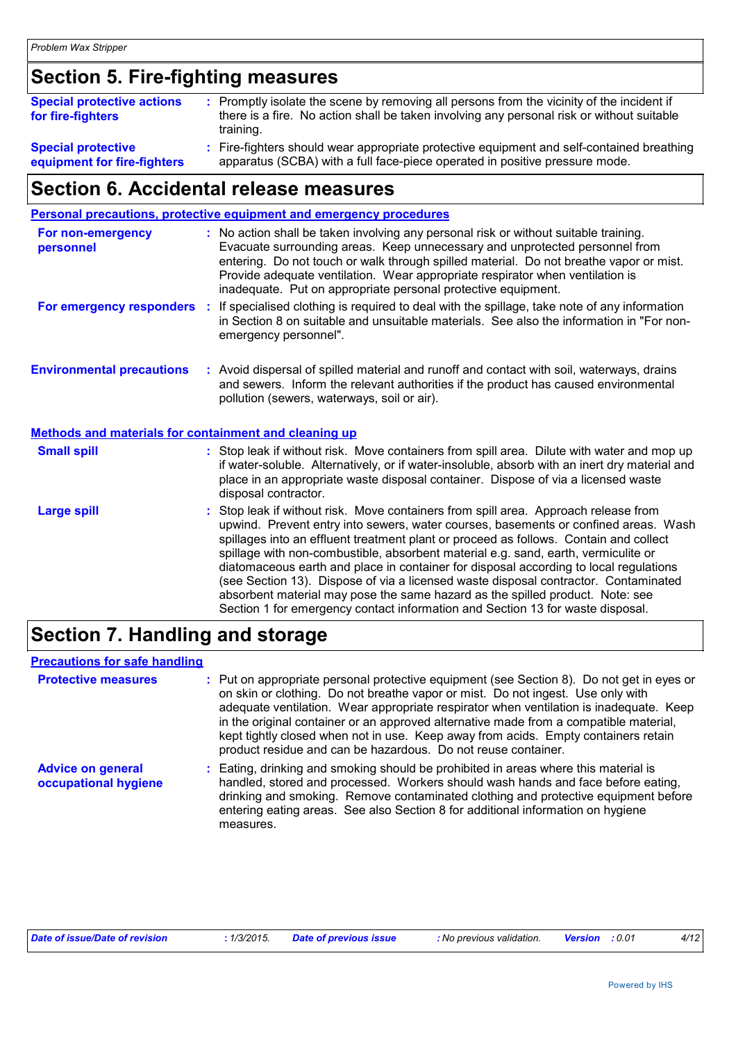# Section 5. Fire-fighting measures

**Special protective actions for fire-fighters** : Promptly isolate the scene by removing all persons from the vicinity of the incident if there is a fire. No action shall be taken involving any personal risk or without suitable training.

**Special protective equipment for fire-fighters** : Fire-fighters should wear appropriate protective equipment and self-contained breathing apparatus (SCBA) with a full face-piece operated in positive pressure mode.

# Section 6. Accidental release measures

## Personal precautions, protective equipment and emergency procedures

**For non-emergency personnel** : No action shall be taken involving any personal risk or without suitable training. Evacuate surrounding areas. Keep unnecessary and unprotected personnel from entering. Do not touch or walk through spilled material. Do not breathe vapor or mist. Provide adequate ventilation. Wear appropriate respirator when ventilation is inadequate. Put on appropriate personal protective equipment.

**For emergency responders** : If specialised clothing is required to deal with the spillage, take note of any information in Section 8 on suitable and unsuitable materials. See also the information in "For non-emergency personnel".

**Environmental precautions** : Avoid dispersal of spilled material and runoff and contact with soil, waterways, drains and sewers. Inform the relevant authorities if the product has caused environmental pollution (sewers, waterways, soil or air).

## Methods and materials for containment and cleaning up

**Small spill** : Stop leak if without risk. Move containers from spill area. Dilute with water and mop up if water-soluble. Alternatively, or if water-insoluble, absorb with an inert dry material and place in an appropriate waste disposal container. Dispose of via a licensed waste disposal contractor.

**Large spill** : Stop leak if without risk. Move containers from spill area. Approach release from upwind. Prevent entry into sewers, water courses, basements or confined areas. Wash spillages into an effluent treatment plant or proceed as follows. Contain and collect spillage with non-combustible, absorbent material e.g. sand, earth, vermiculite or diatomaceous earth and place in container for disposal according to local regulations (see Section 13). Dispose of via a licensed waste disposal contractor. Contaminated absorbent material may pose the same hazard as the spilled product. Note: see Section 1 for emergency contact information and Section 13 for waste disposal.

# Section 7. Handling and storage

## Precautions for safe handling

**Protective measures** : Put on appropriate personal protective equipment (see Section 8). Do not get in eyes or on skin or clothing. Do not breathe vapor or mist. Do not ingest. Use only with adequate ventilation. Wear appropriate respirator when ventilation is inadequate. Keep in the original container or an approved alternative made from a compatible material, kept tightly closed when not in use. Keep away from acids. Empty containers retain product residue and can be hazardous. Do not reuse container.

**Advice on general occupational hygiene** : Eating, drinking and smoking should be prohibited in areas where this material is handled, stored and processed. Workers should wash hands and face before eating, drinking and smoking. Remove contaminated clothing and protective equipment before entering eating areas. See also Section 8 for additional information on hygiene measures.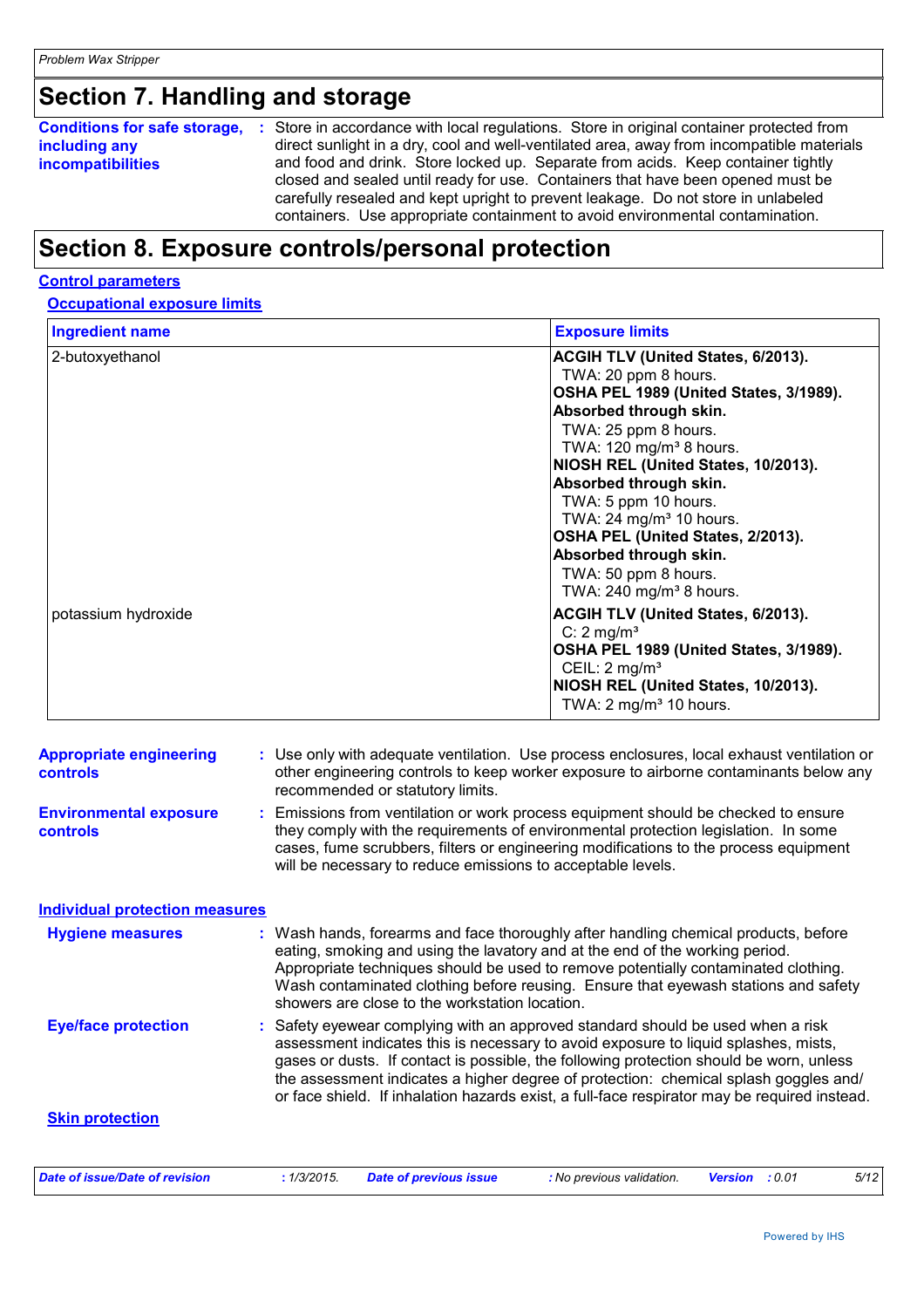# Section 7. Handling and storage

**Conditions for safe storage, including any incompatibilities** : Store in accordance with local regulations. Store in original container protected from direct sunlight in a dry, cool and well-ventilated area, away from incompatible materials and food and drink. Store locked up. Separate from acids. Keep container tightly closed and sealed until ready for use. Containers that have been opened must be carefully resealed and kept upright to prevent leakage. Do not store in unlabeled containers. Use appropriate containment to avoid environmental contamination.

# Section 8. Exposure controls/personal protection

## Control parameters

### Occupational exposure limits

| Ingredient name | Exposure limits |
|---|---|
| 2-butoxyethanol | **ACGIH TLV (United States, 6/2013).**<br>TWA: 20 ppm 8 hours.<br>**OSHA PEL 1989 (United States, 3/1989). Absorbed through skin.**<br>TWA: 25 ppm 8 hours.<br>TWA: 120 mg/m³ 8 hours.<br>**NIOSH REL (United States, 10/2013). Absorbed through skin.**<br>TWA: 5 ppm 10 hours.<br>TWA: 24 mg/m³ 10 hours.<br>**OSHA PEL (United States, 2/2013). Absorbed through skin.**<br>TWA: 50 ppm 8 hours.<br>TWA: 240 mg/m³ 8 hours. |
| potassium hydroxide | **ACGIH TLV (United States, 6/2013).**<br>C: 2 mg/m³<br>**OSHA PEL 1989 (United States, 3/1989).**<br>CEIL: 2 mg/m³<br>**NIOSH REL (United States, 10/2013).**<br>TWA: 2 mg/m³ 10 hours. |

**Appropriate engineering controls** : Use only with adequate ventilation. Use process enclosures, local exhaust ventilation or other engineering controls to keep worker exposure to airborne contaminants below any recommended or statutory limits.

**Environmental exposure controls** : Emissions from ventilation or work process equipment should be checked to ensure they comply with the requirements of environmental protection legislation. In some cases, fume scrubbers, filters or engineering modifications to the process equipment will be necessary to reduce emissions to acceptable levels.

## Individual protection measures

**Hygiene measures** : Wash hands, forearms and face thoroughly after handling chemical products, before eating, smoking and using the lavatory and at the end of the working period. Appropriate techniques should be used to remove potentially contaminated clothing. Wash contaminated clothing before reusing. Ensure that eyewash stations and safety showers are close to the workstation location.

**Eye/face protection** : Safety eyewear complying with an approved standard should be used when a risk assessment indicates this is necessary to avoid exposure to liquid splashes, mists, gases or dusts. If contact is possible, the following protection should be worn, unless the assessment indicates a higher degree of protection: chemical splash goggles and/ or face shield. If inhalation hazards exist, a full-face respirator may be required instead.

### Skin protection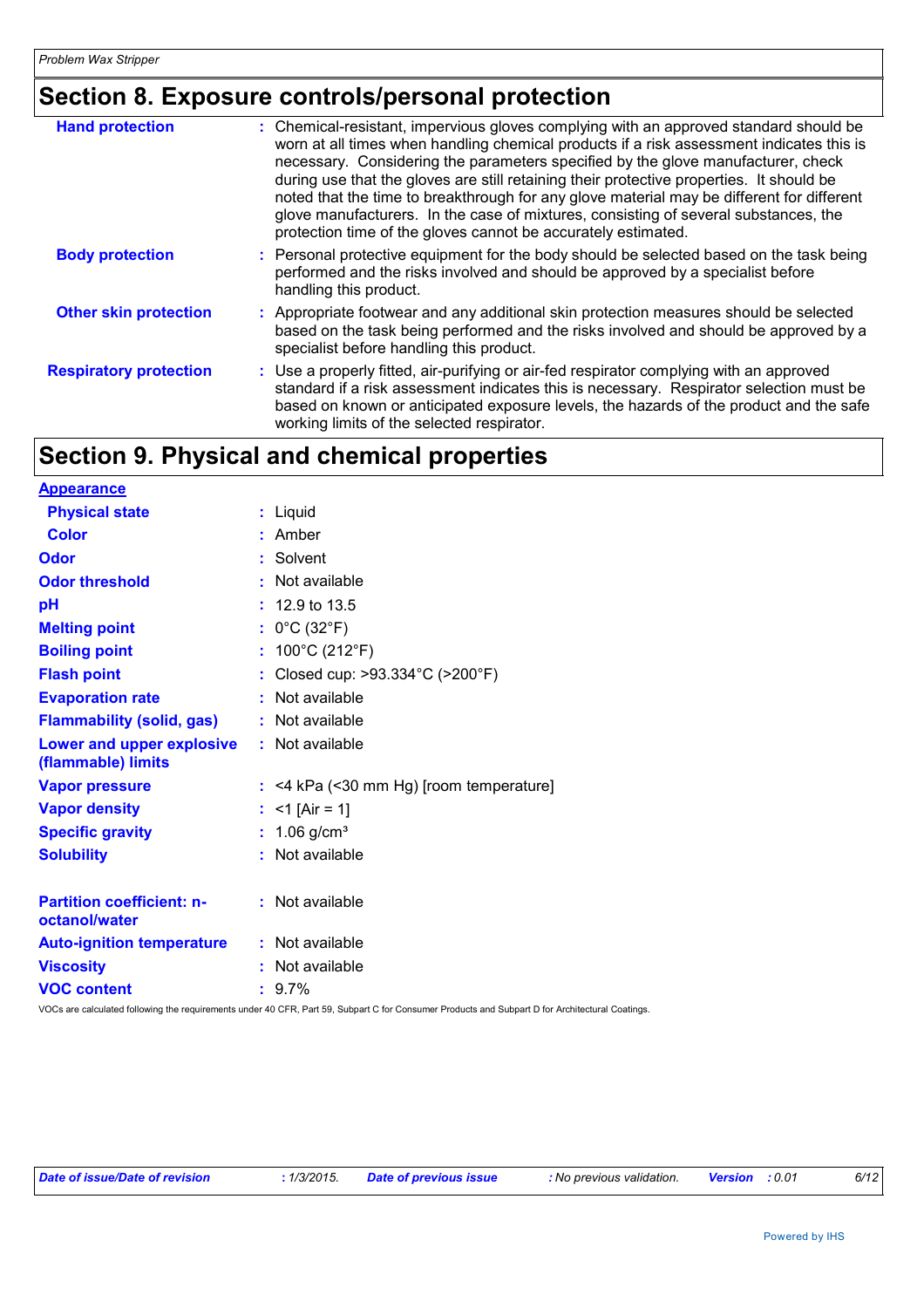## Section 8. Exposure controls/personal protection

| | |
|---|---|
| **Hand protection** | : Chemical-resistant, impervious gloves complying with an approved standard should be worn at all times when handling chemical products if a risk assessment indicates this is necessary. Considering the parameters specified by the glove manufacturer, check during use that the gloves are still retaining their protective properties. It should be noted that the time to breakthrough for any glove material may be different for different glove manufacturers. In the case of mixtures, consisting of several substances, the protection time of the gloves cannot be accurately estimated. |
| **Body protection** | : Personal protective equipment for the body should be selected based on the task being performed and the risks involved and should be approved by a specialist before handling this product. |
| **Other skin protection** | : Appropriate footwear and any additional skin protection measures should be selected based on the task being performed and the risks involved and should be approved by a specialist before handling this product. |
| **Respiratory protection** | : Use a properly fitted, air-purifying or air-fed respirator complying with an approved standard if a risk assessment indicates this is necessary. Respirator selection must be based on known or anticipated exposure levels, the hazards of the product and the safe working limits of the selected respirator. |

## Section 9. Physical and chemical properties

**Appearance**

| | |
|---|---|
| **Physical state** | : Liquid |
| **Color** | : Amber |
| **Odor** | : Solvent |
| **Odor threshold** | : Not available |
| **pH** | : 12.9 to 13.5 |
| **Melting point** | : 0°C (32°F) |
| **Boiling point** | : 100°C (212°F) |
| **Flash point** | : Closed cup: >93.334°C (>200°F) |
| **Evaporation rate** | : Not available |
| **Flammability (solid, gas)** | : Not available |
| **Lower and upper explosive (flammable) limits** | : Not available |
| **Vapor pressure** | : <4 kPa (<30 mm Hg) [room temperature] |
| **Vapor density** | : <1 [Air = 1] |
| **Specific gravity** | : 1.06 g/cm³ |
| **Solubility** | : Not available |
| **Partition coefficient: n-octanol/water** | : Not available |
| **Auto-ignition temperature** | : Not available |
| **Viscosity** | : Not available |
| **VOC content** | : 9.7% |

VOCs are calculated following the requirements under 40 CFR, Part 59, Subpart C for Consumer Products and Subpart D for Architectural Coatings.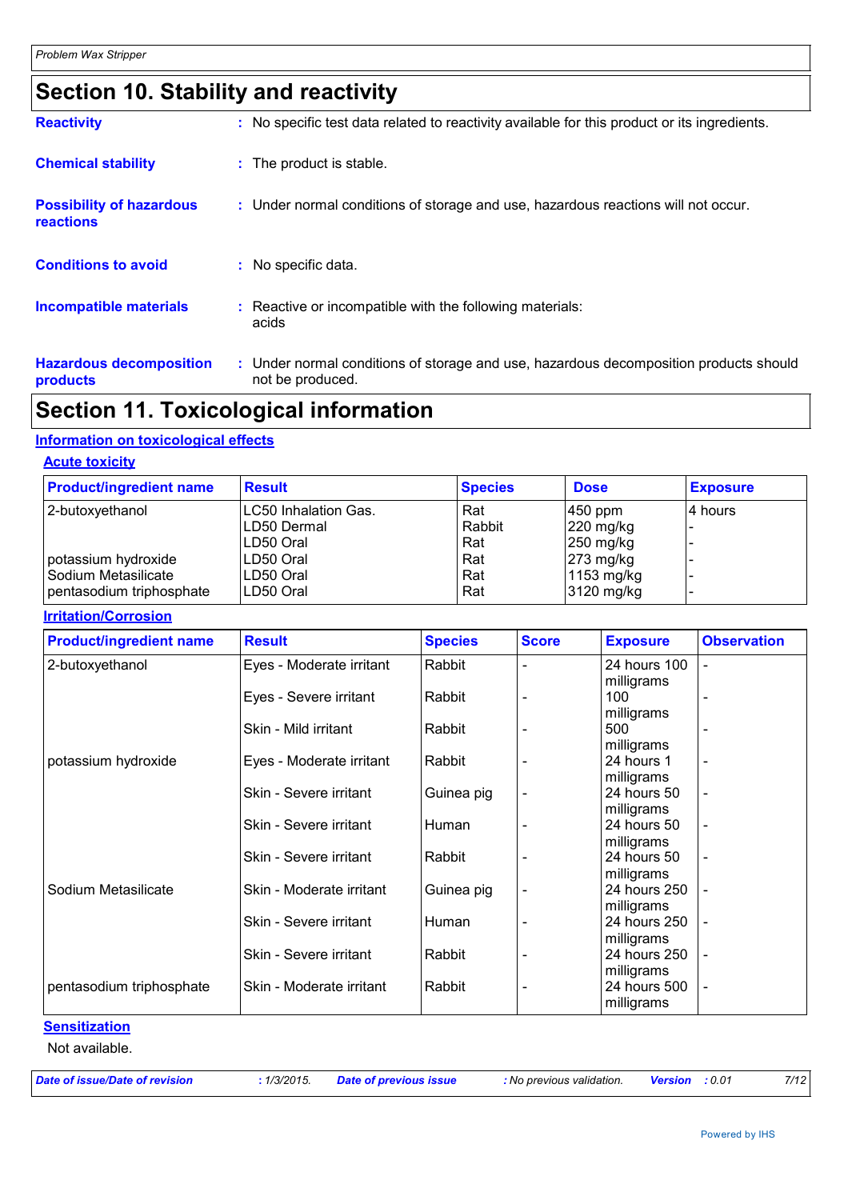# Section 10. Stability and reactivity

**Reactivity** : No specific test data related to reactivity available for this product or its ingredients.

**Chemical stability** : The product is stable.

**Possibility of hazardous reactions** : Under normal conditions of storage and use, hazardous reactions will not occur.

**Conditions to avoid** : No specific data.

**Incompatible materials** : Reactive or incompatible with the following materials: acids

**Hazardous decomposition products** : Under normal conditions of storage and use, hazardous decomposition products should not be produced.

# Section 11. Toxicological information

## Information on toxicological effects

### Acute toxicity

| Product/ingredient name | Result | Species | Dose | Exposure |
|---|---|---|---|---|
| 2-butoxyethanol | LC50 Inhalation Gas. | Rat | 450 ppm | 4 hours |
| | LD50 Dermal | Rabbit | 220 mg/kg | - |
| | LD50 Oral | Rat | 250 mg/kg | - |
| potassium hydroxide | LD50 Oral | Rat | 273 mg/kg | - |
| Sodium Metasilicate | LD50 Oral | Rat | 1153 mg/kg | - |
| pentasodium triphosphate | LD50 Oral | Rat | 3120 mg/kg | - |

### Irritation/Corrosion

| Product/ingredient name | Result | Species | Score | Exposure | Observation |
|---|---|---|---|---|---|
| 2-butoxyethanol | Eyes - Moderate irritant | Rabbit | - | 24 hours 100 milligrams | - |
| | Eyes - Severe irritant | Rabbit | - | 100 milligrams | - |
| | Skin - Mild irritant | Rabbit | - | 500 milligrams | - |
| potassium hydroxide | Eyes - Moderate irritant | Rabbit | - | 24 hours 1 milligrams | - |
| | Skin - Severe irritant | Guinea pig | - | 24 hours 50 milligrams | - |
| | Skin - Severe irritant | Human | - | 24 hours 50 milligrams | - |
| | Skin - Severe irritant | Rabbit | - | 24 hours 50 milligrams | - |
| Sodium Metasilicate | Skin - Moderate irritant | Guinea pig | - | 24 hours 250 milligrams | - |
| | Skin - Severe irritant | Human | - | 24 hours 250 milligrams | - |
| | Skin - Severe irritant | Rabbit | - | 24 hours 250 milligrams | - |
| pentasodium triphosphate | Skin - Moderate irritant | Rabbit | - | 24 hours 500 milligrams | - |

### Sensitization

Not available.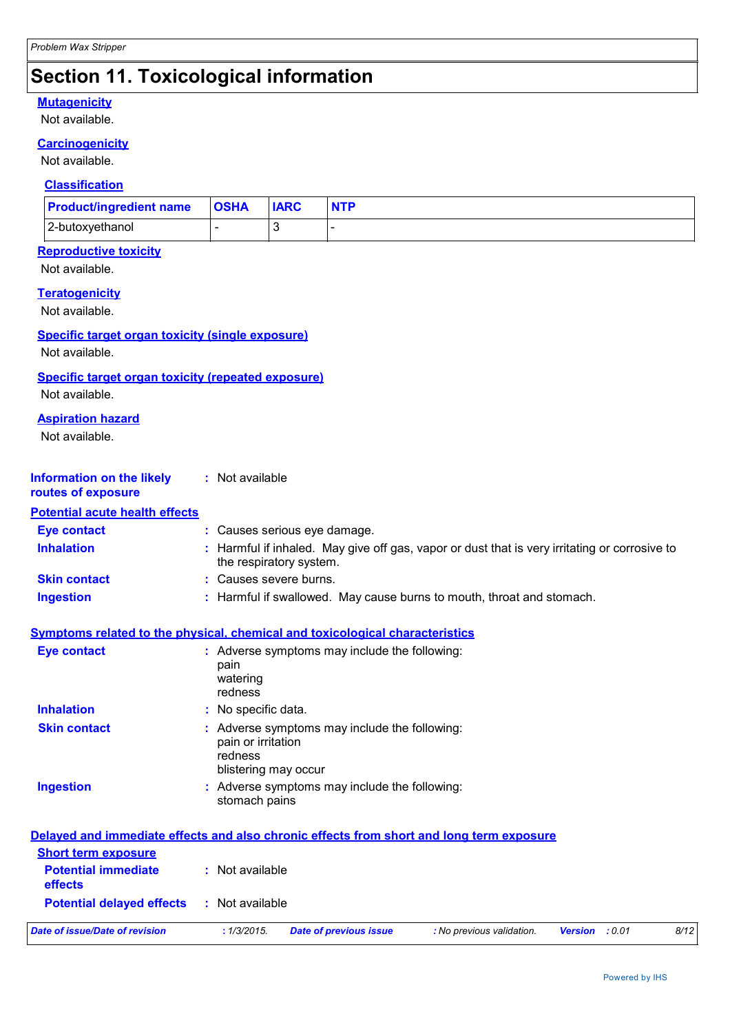# Section 11. Toxicological information

**Mutagenicity**

Not available.

**Carcinogenicity**

Not available.

**Classification**

| Product/ingredient name | OSHA | IARC | NTP |
| --- | --- | --- | --- |
| 2-butoxyethanol | - | 3 | - |

**Reproductive toxicity**

Not available.

**Teratogenicity**

Not available.

**Specific target organ toxicity (single exposure)**

Not available.

**Specific target organ toxicity (repeated exposure)**

Not available.

**Aspiration hazard**

Not available.

**Information on the likely routes of exposure** : Not available

**Potential acute health effects**

**Eye contact** : Causes serious eye damage.

**Inhalation** : Harmful if inhaled. May give off gas, vapor or dust that is very irritating or corrosive to the respiratory system.

**Skin contact** : Causes severe burns.

**Ingestion** : Harmful if swallowed. May cause burns to mouth, throat and stomach.

**Symptoms related to the physical, chemical and toxicological characteristics**

**Eye contact** : Adverse symptoms may include the following:
pain
watering
redness

**Inhalation** : No specific data.

**Skin contact** : Adverse symptoms may include the following:
pain or irritation
redness
blistering may occur

**Ingestion** : Adverse symptoms may include the following:
stomach pains

**Delayed and immediate effects and also chronic effects from short and long term exposure**

**Short term exposure**

**Potential immediate effects** : Not available

**Potential delayed effects** : Not available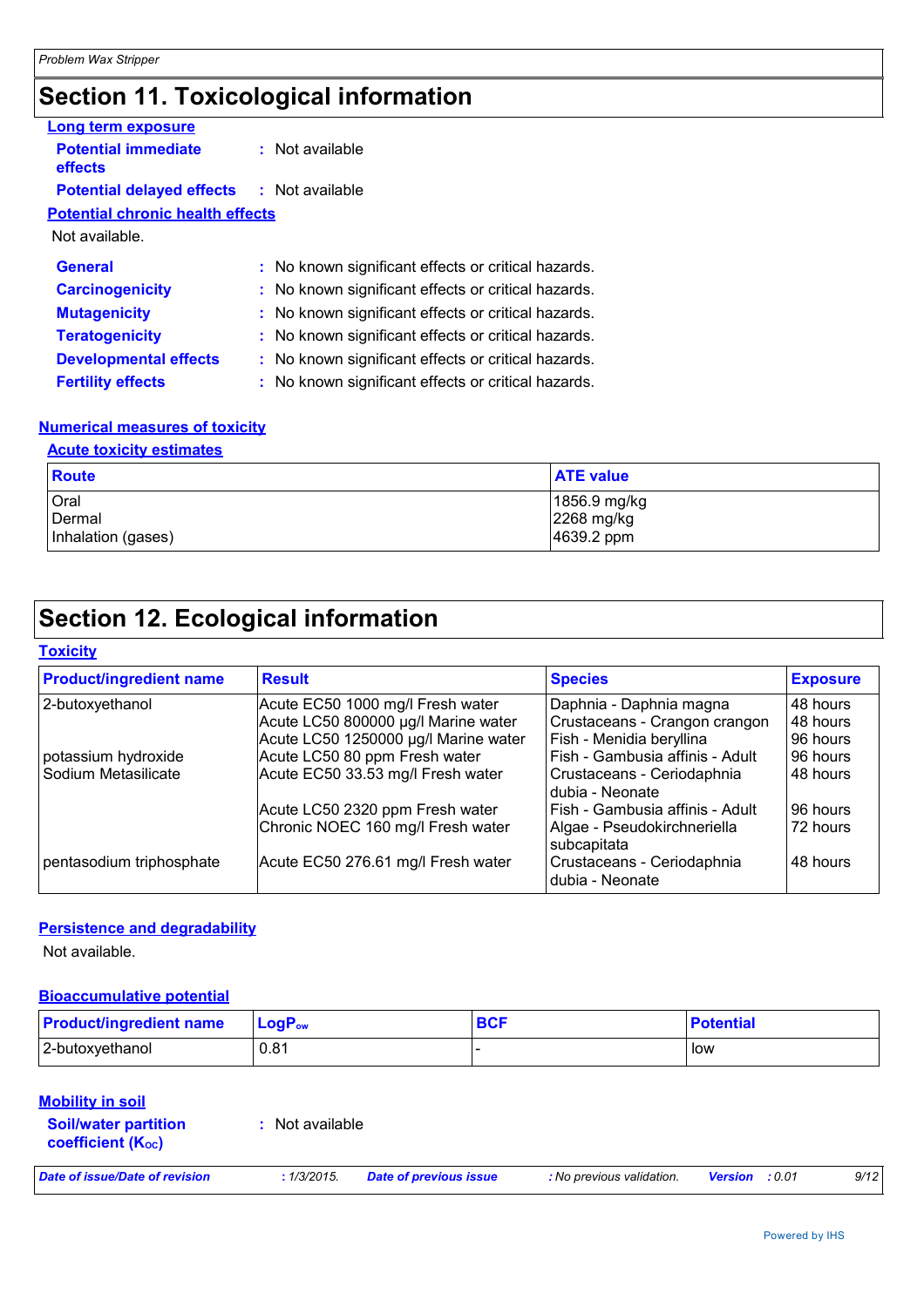# Section 11. Toxicological information

### Long term exposure

**Potential immediate effects** : Not available

**Potential delayed effects** : Not available

### Potential chronic health effects

Not available.

**General** : No known significant effects or critical hazards.

**Carcinogenicity** : No known significant effects or critical hazards.

**Mutagenicity** : No known significant effects or critical hazards.

**Teratogenicity** : No known significant effects or critical hazards.

**Developmental effects** : No known significant effects or critical hazards.

**Fertility effects** : No known significant effects or critical hazards.

### Numerical measures of toxicity

#### Acute toxicity estimates

| Route | ATE value |
|---|---|
| Oral | 1856.9 mg/kg |
| Dermal | 2268 mg/kg |
| Inhalation (gases) | 4639.2 ppm |

# Section 12. Ecological information

### Toxicity

| Product/ingredient name | Result | Species | Exposure |
|---|---|---|---|
| 2-butoxyethanol | Acute EC50 1000 mg/l Fresh water | Daphnia - Daphnia magna | 48 hours |
| | Acute LC50 800000 µg/l Marine water | Crustaceans - Crangon crangon | 48 hours |
| | Acute LC50 1250000 µg/l Marine water | Fish - Menidia beryllina | 96 hours |
| potassium hydroxide | Acute LC50 80 ppm Fresh water | Fish - Gambusia affinis - Adult | 96 hours |
| Sodium Metasilicate | Acute EC50 33.53 mg/l Fresh water | Crustaceans - Ceriodaphnia dubia - Neonate | 48 hours |
| | Acute LC50 2320 ppm Fresh water | Fish - Gambusia affinis - Adult | 96 hours |
| | Chronic NOEC 160 mg/l Fresh water | Algae - Pseudokirchneriella subcapitata | 72 hours |
| pentasodium triphosphate | Acute EC50 276.61 mg/l Fresh water | Crustaceans - Ceriodaphnia dubia - Neonate | 48 hours |

### Persistence and degradability

Not available.

### Bioaccumulative potential

| Product/ingredient name | $LogP_{ow}$ | BCF | Potential |
|---|---|---|---|
| 2-butoxyethanol | 0.81 | - | low |

### Mobility in soil

**Soil/water partition coefficient ($K_{OC}$)** : Not available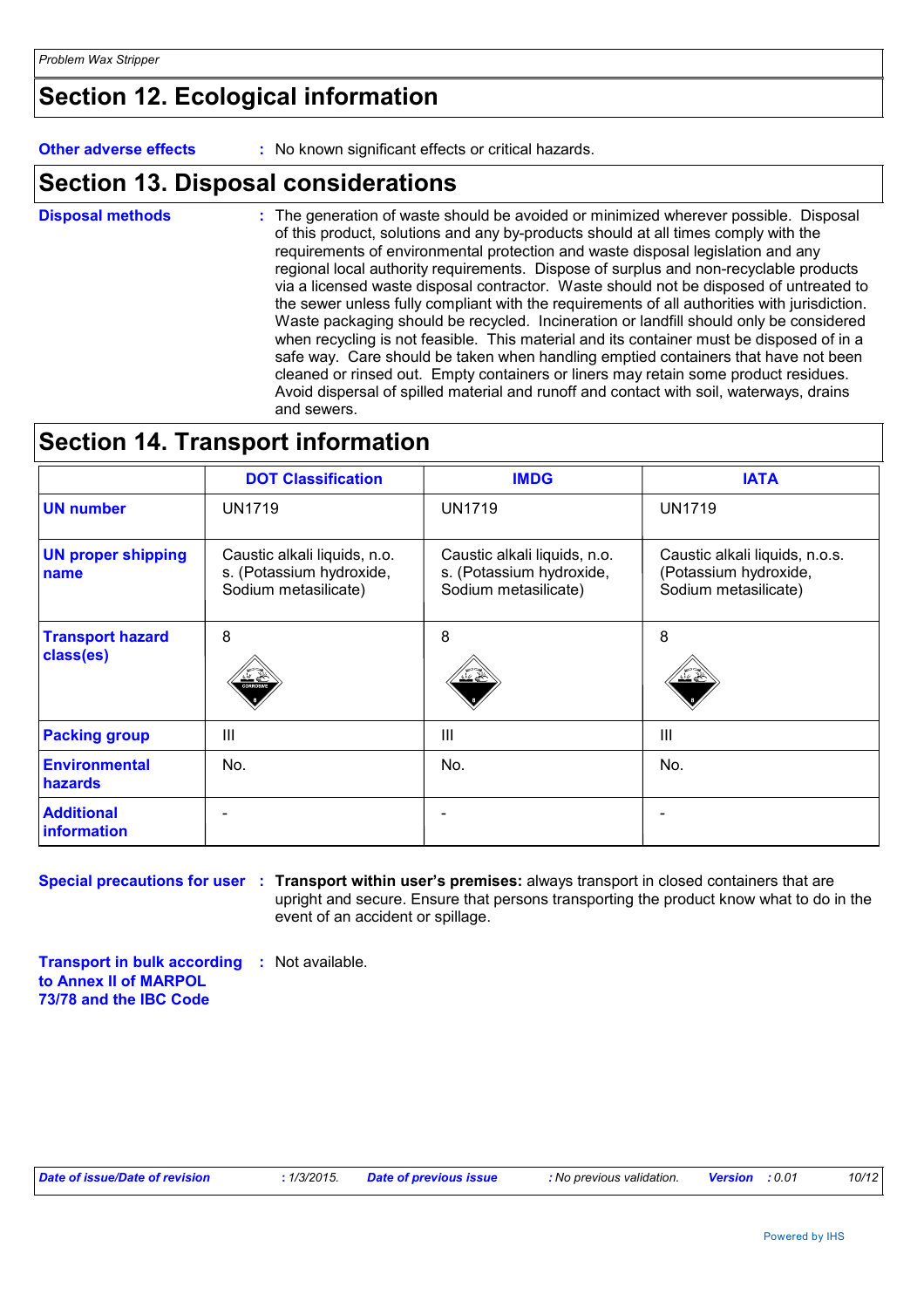## Section 12. Ecological information

**Other adverse effects** : No known significant effects or critical hazards.

## Section 13. Disposal considerations

**Disposal methods** : The generation of waste should be avoided or minimized wherever possible. Disposal of this product, solutions and any by-products should at all times comply with the requirements of environmental protection and waste disposal legislation and any regional local authority requirements. Dispose of surplus and non-recyclable products via a licensed waste disposal contractor. Waste should not be disposed of untreated to the sewer unless fully compliant with the requirements of all authorities with jurisdiction. Waste packaging should be recycled. Incineration or landfill should only be considered when recycling is not feasible. This material and its container must be disposed of in a safe way. Care should be taken when handling emptied containers that have not been cleaned or rinsed out. Empty containers or liners may retain some product residues. Avoid dispersal of spilled material and runoff and contact with soil, waterways, drains and sewers.

## Section 14. Transport information

| | DOT Classification | IMDG | IATA |
|---|---|---|---|
| **UN number** | UN1719 | UN1719 | UN1719 |
| **UN proper shipping name** | Caustic alkali liquids, n.o. s. (Potassium hydroxide, Sodium metasilicate) | Caustic alkali liquids, n.o. s. (Potassium hydroxide, Sodium metasilicate) | Caustic alkali liquids, n.o.s. (Potassium hydroxide, Sodium metasilicate) |
| **Transport hazard class(es)** | 8 | 8 | 8 |
| **Packing group** | III | III | III |
| **Environmental hazards** | No. | No. | No. |
| **Additional information** | - | - | - |

**Special precautions for user** : **Transport within user's premises:** always transport in closed containers that are upright and secure. Ensure that persons transporting the product know what to do in the event of an accident or spillage.

**Transport in bulk according to Annex II of MARPOL 73/78 and the IBC Code** : Not available.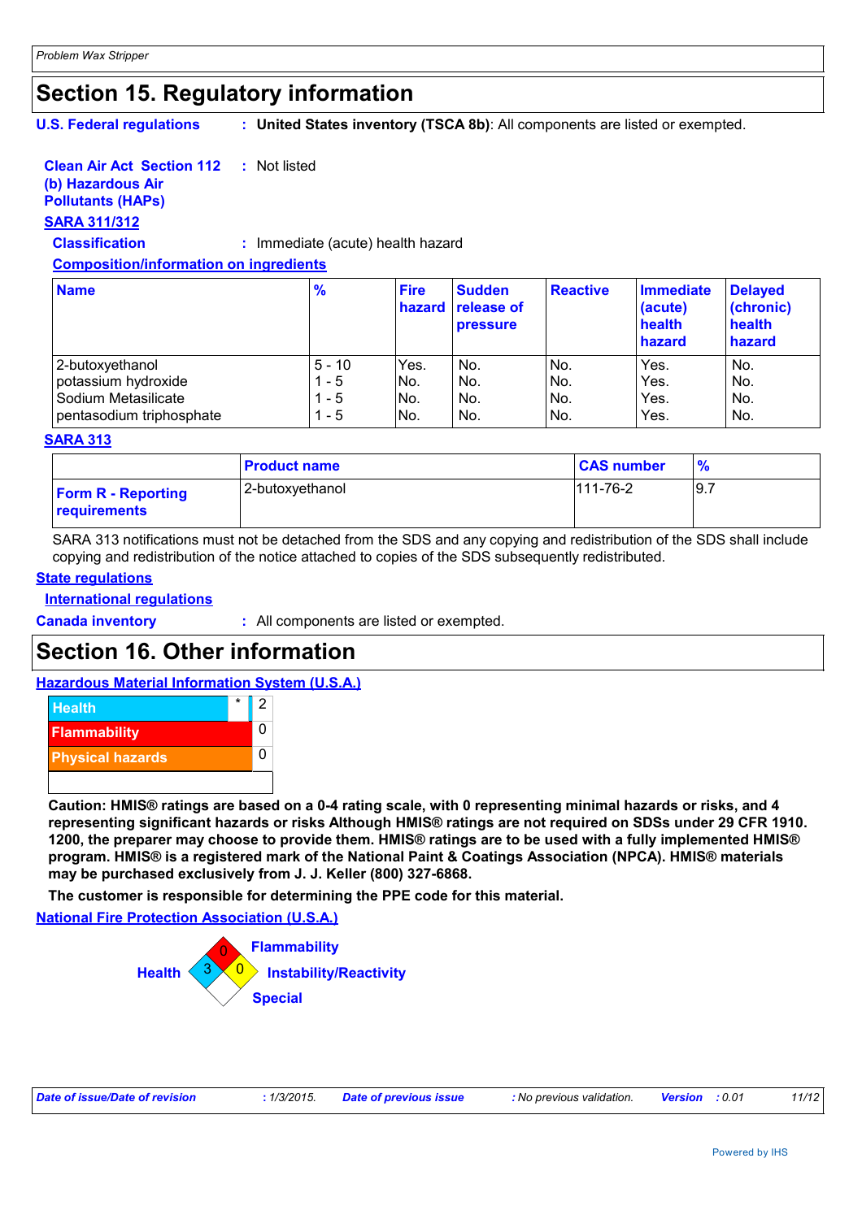# Section 15. Regulatory information

**U.S. Federal regulations** : **United States inventory (TSCA 8b)**: All components are listed or exempted.

**Clean Air Act Section 112 (b) Hazardous Air Pollutants (HAPs)** : Not listed

**SARA 311/312**

**Classification** : Immediate (acute) health hazard

**Composition/information on ingredients**

| Name | % | Fire hazard | Sudden release of pressure | Reactive | Immediate (acute) health hazard | Delayed (chronic) health hazard |
|---|---|---|---|---|---|---|
| 2-butoxyethanol | 5 - 10 | Yes. | No. | No. | Yes. | No. |
| potassium hydroxide | 1 - 5 | No. | No. | No. | Yes. | No. |
| Sodium Metasilicate | 1 - 5 | No. | No. | No. | Yes. | No. |
| pentasodium triphosphate | 1 - 5 | No. | No. | No. | Yes. | No. |

**SARA 313**

| | Product name | CAS number | % |
|---|---|---|---|
| **Form R - Reporting requirements** | 2-butoxyethanol | 111-76-2 | 9.7 |

SARA 313 notifications must not be detached from the SDS and any copying and redistribution of the SDS shall include copying and redistribution of the notice attached to copies of the SDS subsequently redistributed.

**State regulations**

**International regulations**

**Canada inventory** : All components are listed or exempted.

# Section 16. Other information

**Hazardous Material Information System (U.S.A.)**

| | |
|---|---|
| Health * | 2 |
| Flammability | 0 |
| Physical hazards | 0 |

**Caution: HMIS® ratings are based on a 0-4 rating scale, with 0 representing minimal hazards or risks, and 4 representing significant hazards or risks Although HMIS® ratings are not required on SDSs under 29 CFR 1910. 1200, the preparer may choose to provide them. HMIS® ratings are to be used with a fully implemented HMIS® program. HMIS® is a registered mark of the National Paint & Coatings Association (NPCA). HMIS® materials may be purchased exclusively from J. J. Keller (800) 327-6868.**

**The customer is responsible for determining the PPE code for this material.**

**National Fire Protection Association (U.S.A.)**

Health: 3
Flammability: 0
Instability/Reactivity: 0
Special:

*Date of issue/Date of revision* : 1/3/2015. *Date of previous issue* : No previous validation. *Version* : 0.01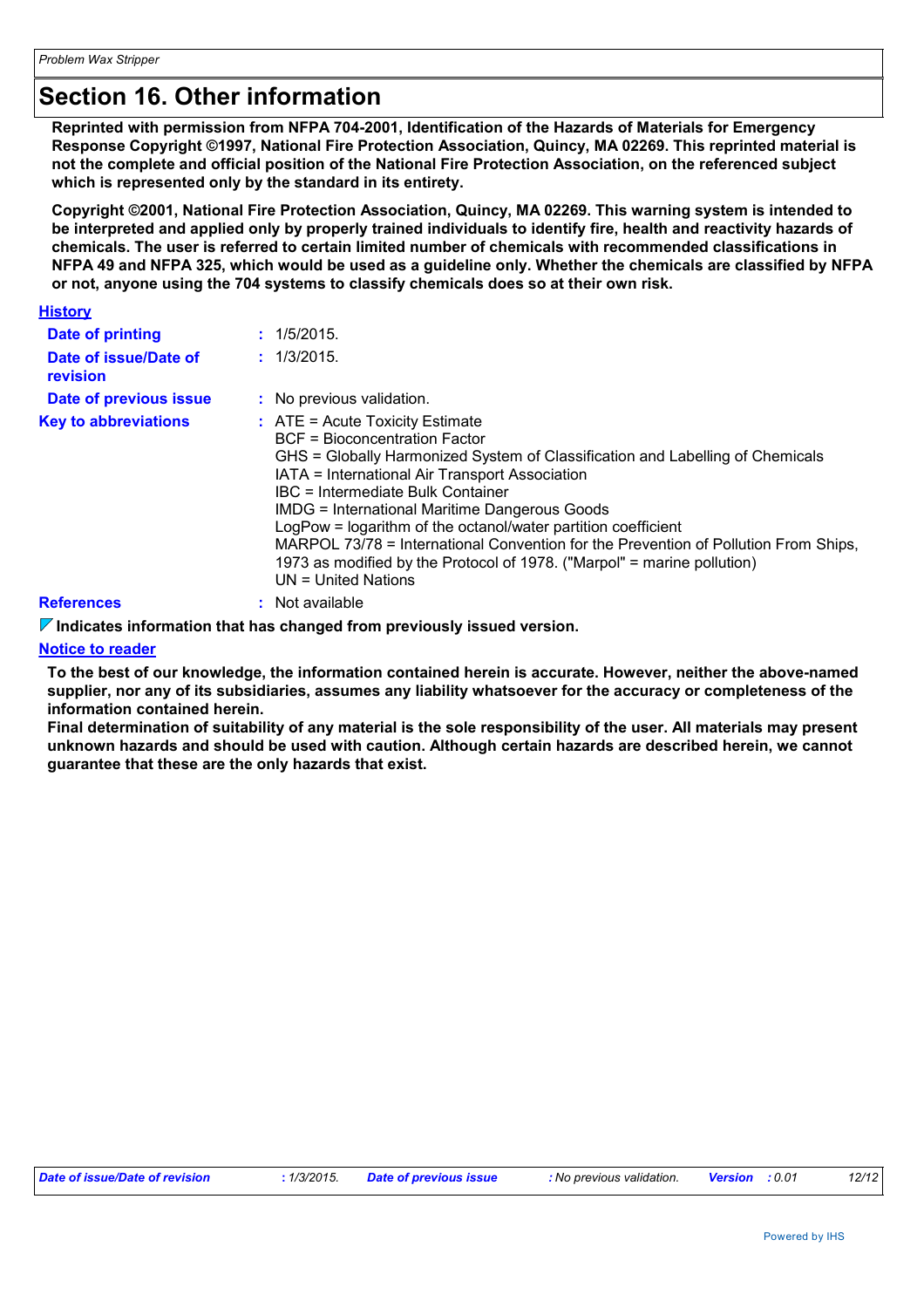# Section 16. Other information

**Reprinted with permission from NFPA 704-2001, Identification of the Hazards of Materials for Emergency Response Copyright ©1997, National Fire Protection Association, Quincy, MA 02269. This reprinted material is not the complete and official position of the National Fire Protection Association, on the referenced subject which is represented only by the standard in its entirety.**

**Copyright ©2001, National Fire Protection Association, Quincy, MA 02269. This warning system is intended to be interpreted and applied only by properly trained individuals to identify fire, health and reactivity hazards of chemicals. The user is referred to certain limited number of chemicals with recommended classifications in NFPA 49 and NFPA 325, which would be used as a guideline only. Whether the chemicals are classified by NFPA or not, anyone using the 704 systems to classify chemicals does so at their own risk.**

## History

**Date of printing** : 1/5/2015.

**Date of issue/Date of revision** : 1/3/2015.

**Date of previous issue** : No previous validation.

**Key to abbreviations** :
ATE = Acute Toxicity Estimate
BCF = Bioconcentration Factor
GHS = Globally Harmonized System of Classification and Labelling of Chemicals
IATA = International Air Transport Association
IBC = Intermediate Bulk Container
IMDG = International Maritime Dangerous Goods
LogPow = logarithm of the octanol/water partition coefficient
MARPOL 73/78 = International Convention for the Prevention of Pollution From Ships, 1973 as modified by the Protocol of 1978. ("Marpol" = marine pollution)
UN = United Nations

**References** : Not available

**Indicates information that has changed from previously issued version.**

## Notice to reader

**To the best of our knowledge, the information contained herein is accurate. However, neither the above-named supplier, nor any of its subsidiaries, assumes any liability whatsoever for the accuracy or completeness of the information contained herein.**
**Final determination of suitability of any material is the sole responsibility of the user. All materials may present unknown hazards and should be used with caution. Although certain hazards are described herein, we cannot guarantee that these are the only hazards that exist.**